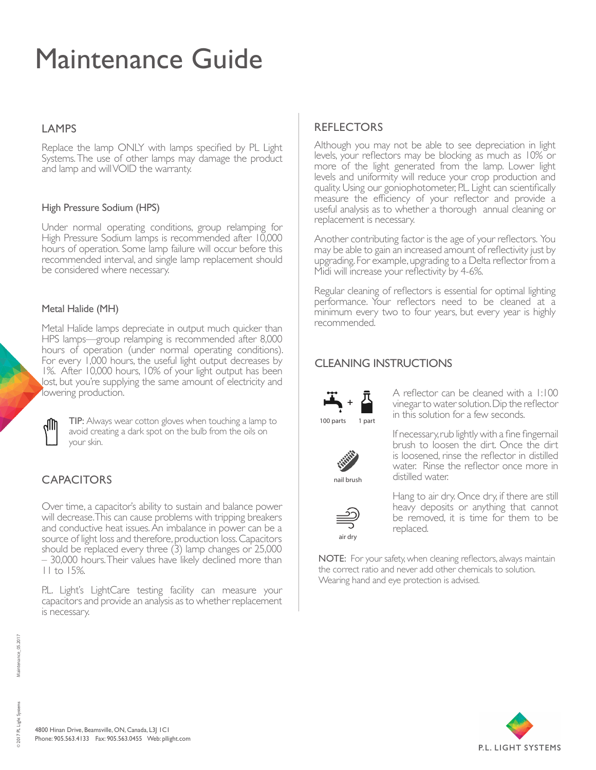# Maintenance Guide

## LAMPS

Replace the lamp ONLY with lamps specified by PL Light Systems. The use of other lamps may damage the product and lamp and will VOID the warranty.

### High Pressure Sodium (HPS)

Under normal operating conditions, group relamping for High Pressure Sodium lamps is recommended after 10,000 hours of operation. Some lamp failure will occur before this recommended interval, and single lamp replacement should be considered where necessary.

### Metal Halide (MH)

Metal Halide lamps depreciate in output much quicker than HPS lamps—group relamping is recommended after 8,000 hours of operation (under normal operating conditions). For every 1,000 hours, the useful light output decreases by 1%. After 10,000 hours, 10% of your light output has been lost, but you're supplying the same amount of electricity and lowering production.

**TIP**: Always wear cotton gloves when touching a lamp to avoid creating a dark spot on the bulb from the oils on your skin.

## CAPACITORS

Over time, a capacitor's ability to sustain and balance power will decrease. This can cause problems with tripping breakers and conductive heat issues. An imbalance in power can be a source of light loss and therefore, production loss. Capacitors should be replaced every three (3) lamp changes or 25,000 – 30,000 hours. Their values have likely declined more than 11 to 15%.

P.L. Light's LightCare testing facility can measure your capacitors and provide an analysis as to whether replacement is necessary.

## REFLECTORS

Although you may not be able to see depreciation in light levels, your reflectors may be blocking as much as 10% or more of the light generated from the lamp. Lower light levels and uniformity will reduce your crop production and quality. Using our goniophotometer, P.L. Light can scientifically measure the efficiency of your reflector and provide a useful analysis as to whether a thorough annual cleaning or replacement is necessary.

Another contributing factor is the age of your reflectors. You may be able to gain an increased amount of reflectivity just by upgrading. For example, upgrading to a Delta reflector from a Midi will increase your reflectivity by 4-6%.

Regular cleaning of reflectors is essential for optimal lighting performance. Your reflectors need to be cleaned at a minimum every two to four years, but every year is highly recommended.

## CLEANING INSTRUCTIONS

100 parts + 1 part

A reflector can be cleaned with a 1:100 vinegar to water solution. Dip the reflector in this solution for a few seconds.

nail brush

If necessary, rub lightly with a fine fingernail brush to loosen the dirt. Once the dirt is loosened, rinse the reflector in distilled water. Rinse the reflector once more in distilled water.

air dry

Hang to air dry. Once dry, if there are still heavy deposits or anything that cannot be removed, it is time for them to be replaced.

**NOTE:** For your safety, when cleaning reflectors, always maintain the correct ratio and never add other chemicals to solution. Wearing hand and eye protection is advised.

4800 Hinan Drive, Beamsville, ON, Canada, L3J 1C1
Phone: 905.563.4133 Fax: 905.563.0455 Web: pllight.com

P.L. LIGHT SYSTEMS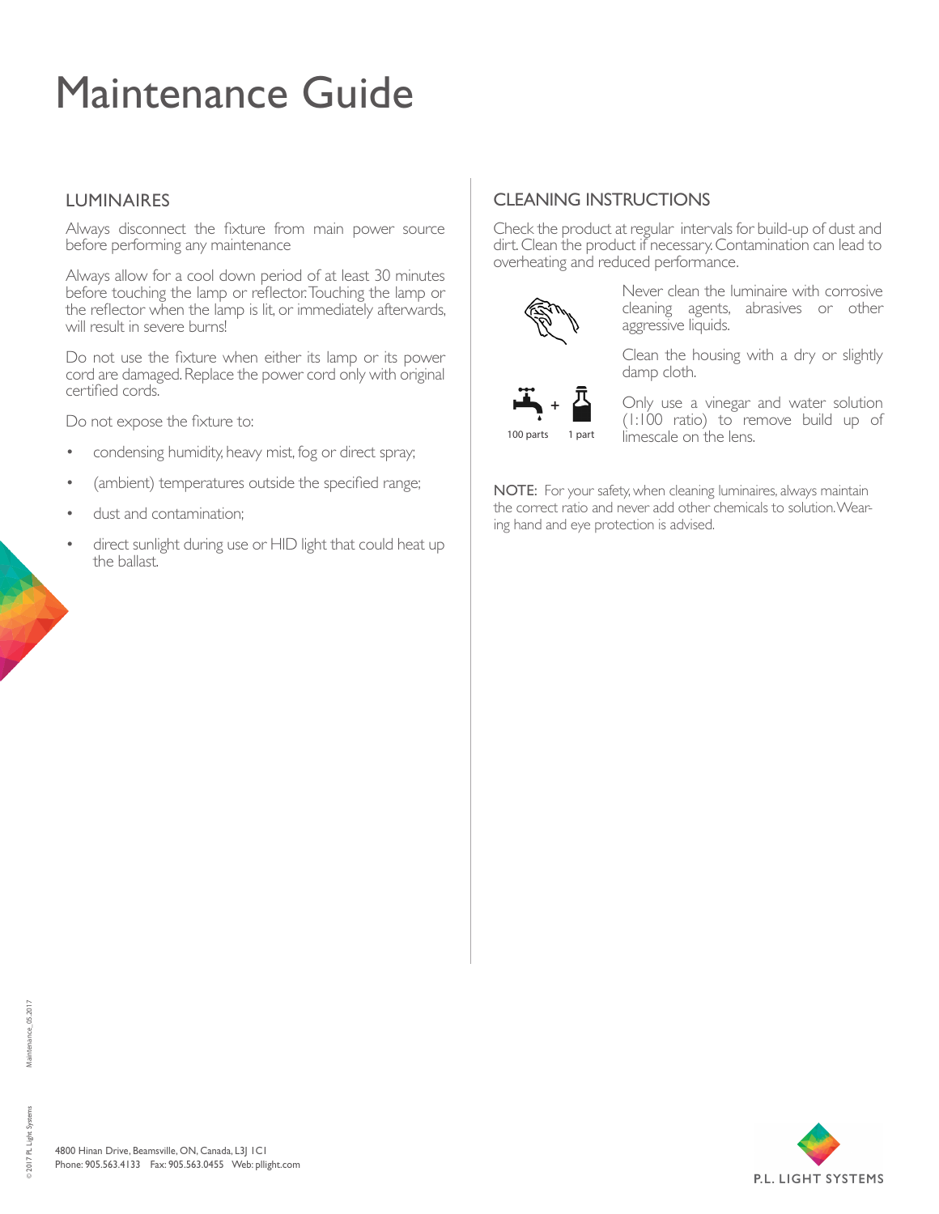# Maintenance Guide

## LUMINAIRES

Always disconnect the fixture from main power source before performing any maintenance

Always allow for a cool down period of at least 30 minutes before touching the lamp or reflector. Touching the lamp or the reflector when the lamp is lit, or immediately afterwards, will result in severe burns!

Do not use the fixture when either its lamp or its power cord are damaged. Replace the power cord only with original certified cords.

Do not expose the fixture to:

- condensing humidity, heavy mist, fog or direct spray;
- (ambient) temperatures outside the specified range;
- dust and contamination;
- direct sunlight during use or HID light that could heat up the ballast.

## CLEANING INSTRUCTIONS

Check the product at regular intervals for build-up of dust and dirt. Clean the product if necessary. Contamination can lead to overheating and reduced performance.

Never clean the luminaire with corrosive cleaning agents, abrasives or other aggressive liquids.

Clean the housing with a dry or slightly damp cloth.

100 parts + 1 part

Only use a vinegar and water solution (1:100 ratio) to remove build up of limescale on the lens.

**NOTE:** For your safety, when cleaning luminaires, always maintain the correct ratio and never add other chemicals to solution. Wearing hand and eye protection is advised.

4800 Hinan Drive, Beamsville, ON, Canada, L3J 1C1
Phone: 905.563.4133 Fax: 905.563.0455 Web: pllight.com

P.L. LIGHT SYSTEMS